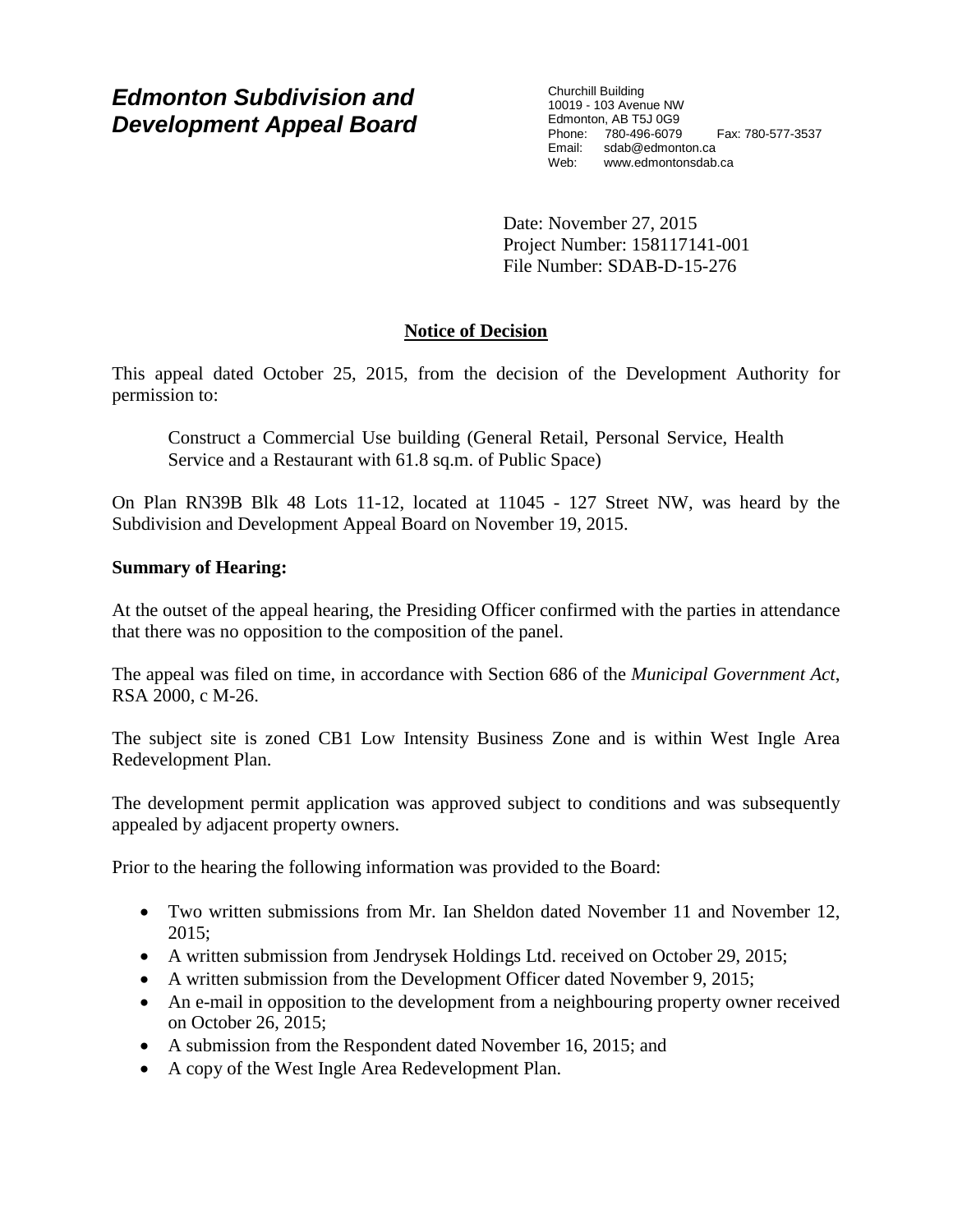# *Edmonton Subdivision and Development Appeal Board*

Churchill Building
10019 - 103 Avenue NW
Edmonton, AB T5J 0G9
Phone: 780-496-6079 Fax: 780-577-3537
Email: sdab@edmonton.ca
Web: www.edmontonsdab.ca

Date: November 27, 2015
Project Number: 158117141-001
File Number: SDAB-D-15-276

## Notice of Decision

This appeal dated October 25, 2015, from the decision of the Development Authority for permission to:

> Construct a Commercial Use building (General Retail, Personal Service, Health Service and a Restaurant with 61.8 sq.m. of Public Space)

On Plan RN39B Blk 48 Lots 11-12, located at 11045 - 127 Street NW, was heard by the Subdivision and Development Appeal Board on November 19, 2015.

**Summary of Hearing:**

At the outset of the appeal hearing, the Presiding Officer confirmed with the parties in attendance that there was no opposition to the composition of the panel.

The appeal was filed on time, in accordance with Section 686 of the *Municipal Government Act*, RSA 2000, c M-26.

The subject site is zoned CB1 Low Intensity Business Zone and is within West Ingle Area Redevelopment Plan.

The development permit application was approved subject to conditions and was subsequently appealed by adjacent property owners.

Prior to the hearing the following information was provided to the Board:

- Two written submissions from Mr. Ian Sheldon dated November 11 and November 12, 2015;
- A written submission from Jendrysek Holdings Ltd. received on October 29, 2015;
- A written submission from the Development Officer dated November 9, 2015;
- An e-mail in opposition to the development from a neighbouring property owner received on October 26, 2015;
- A submission from the Respondent dated November 16, 2015; and
- A copy of the West Ingle Area Redevelopment Plan.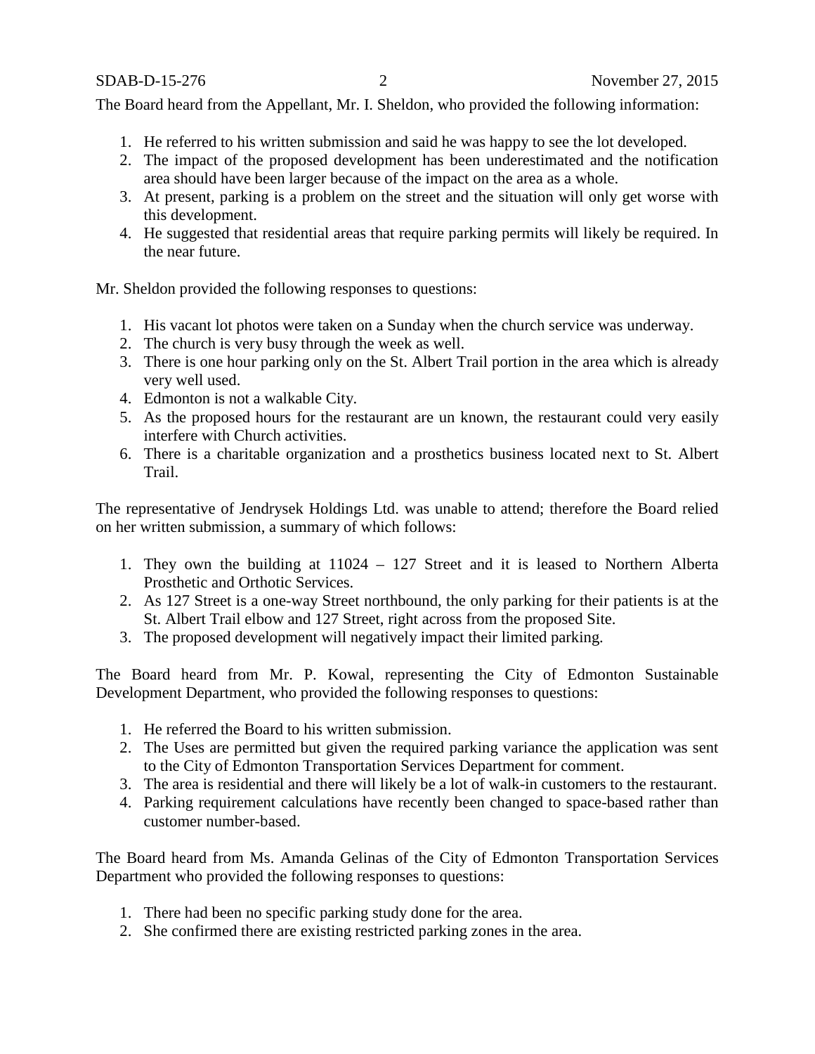The Board heard from the Appellant, Mr. I. Sheldon, who provided the following information:

1. He referred to his written submission and said he was happy to see the lot developed.
2. The impact of the proposed development has been underestimated and the notification area should have been larger because of the impact on the area as a whole.
3. At present, parking is a problem on the street and the situation will only get worse with this development.
4. He suggested that residential areas that require parking permits will likely be required. In the near future.

Mr. Sheldon provided the following responses to questions:

1. His vacant lot photos were taken on a Sunday when the church service was underway.
2. The church is very busy through the week as well.
3. There is one hour parking only on the St. Albert Trail portion in the area which is already very well used.
4. Edmonton is not a walkable City.
5. As the proposed hours for the restaurant are un known, the restaurant could very easily interfere with Church activities.
6. There is a charitable organization and a prosthetics business located next to St. Albert Trail.

The representative of Jendrysek Holdings Ltd. was unable to attend; therefore the Board relied on her written submission, a summary of which follows:

1. They own the building at 11024 – 127 Street and it is leased to Northern Alberta Prosthetic and Orthotic Services.
2. As 127 Street is a one-way Street northbound, the only parking for their patients is at the St. Albert Trail elbow and 127 Street, right across from the proposed Site.
3. The proposed development will negatively impact their limited parking.

The Board heard from Mr. P. Kowal, representing the City of Edmonton Sustainable Development Department, who provided the following responses to questions:

1. He referred the Board to his written submission.
2. The Uses are permitted but given the required parking variance the application was sent to the City of Edmonton Transportation Services Department for comment.
3. The area is residential and there will likely be a lot of walk-in customers to the restaurant.
4. Parking requirement calculations have recently been changed to space-based rather than customer number-based.

The Board heard from Ms. Amanda Gelinas of the City of Edmonton Transportation Services Department who provided the following responses to questions:

1. There had been no specific parking study done for the area.
2. She confirmed there are existing restricted parking zones in the area.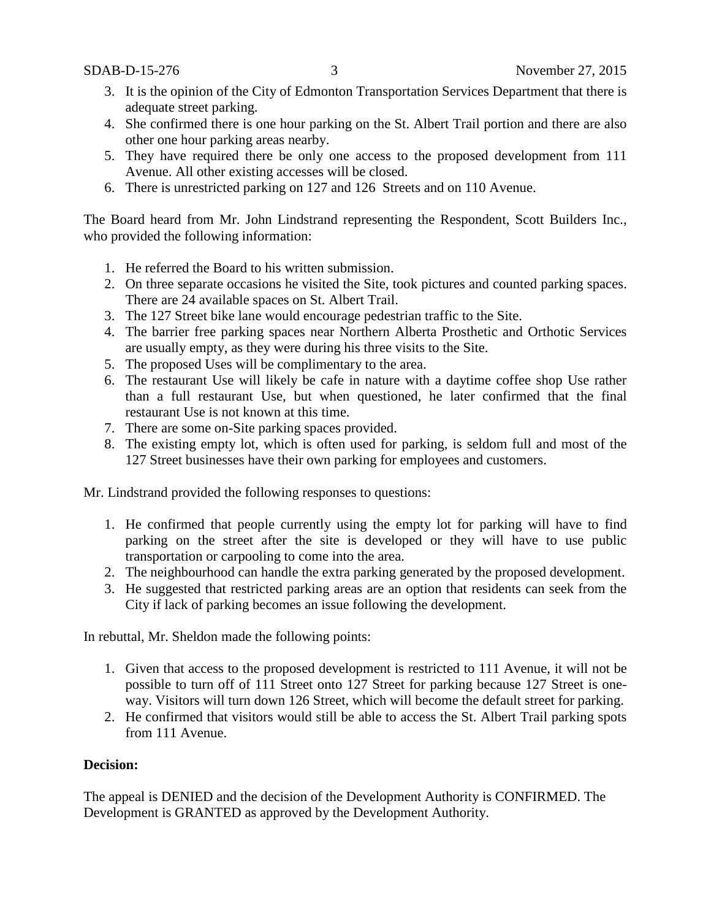3. It is the opinion of the City of Edmonton Transportation Services Department that there is adequate street parking.
4. She confirmed there is one hour parking on the St. Albert Trail portion and there are also other one hour parking areas nearby.
5. They have required there be only one access to the proposed development from 111 Avenue. All other existing accesses will be closed.
6. There is unrestricted parking on 127 and 126 Streets and on 110 Avenue.

The Board heard from Mr. John Lindstrand representing the Respondent, Scott Builders Inc., who provided the following information:

1. He referred the Board to his written submission.
2. On three separate occasions he visited the Site, took pictures and counted parking spaces. There are 24 available spaces on St. Albert Trail.
3. The 127 Street bike lane would encourage pedestrian traffic to the Site.
4. The barrier free parking spaces near Northern Alberta Prosthetic and Orthotic Services are usually empty, as they were during his three visits to the Site.
5. The proposed Uses will be complimentary to the area.
6. The restaurant Use will likely be cafe in nature with a daytime coffee shop Use rather than a full restaurant Use, but when questioned, he later confirmed that the final restaurant Use is not known at this time.
7. There are some on-Site parking spaces provided.
8. The existing empty lot, which is often used for parking, is seldom full and most of the 127 Street businesses have their own parking for employees and customers.

Mr. Lindstrand provided the following responses to questions:

1. He confirmed that people currently using the empty lot for parking will have to find parking on the street after the site is developed or they will have to use public transportation or carpooling to come into the area.
2. The neighbourhood can handle the extra parking generated by the proposed development.
3. He suggested that restricted parking areas are an option that residents can seek from the City if lack of parking becomes an issue following the development.

In rebuttal, Mr. Sheldon made the following points:

1. Given that access to the proposed development is restricted to 111 Avenue, it will not be possible to turn off of 111 Street onto 127 Street for parking because 127 Street is one-way. Visitors will turn down 126 Street, which will become the default street for parking.
2. He confirmed that visitors would still be able to access the St. Albert Trail parking spots from 111 Avenue.

**Decision:**

The appeal is DENIED and the decision of the Development Authority is CONFIRMED. The Development is GRANTED as approved by the Development Authority.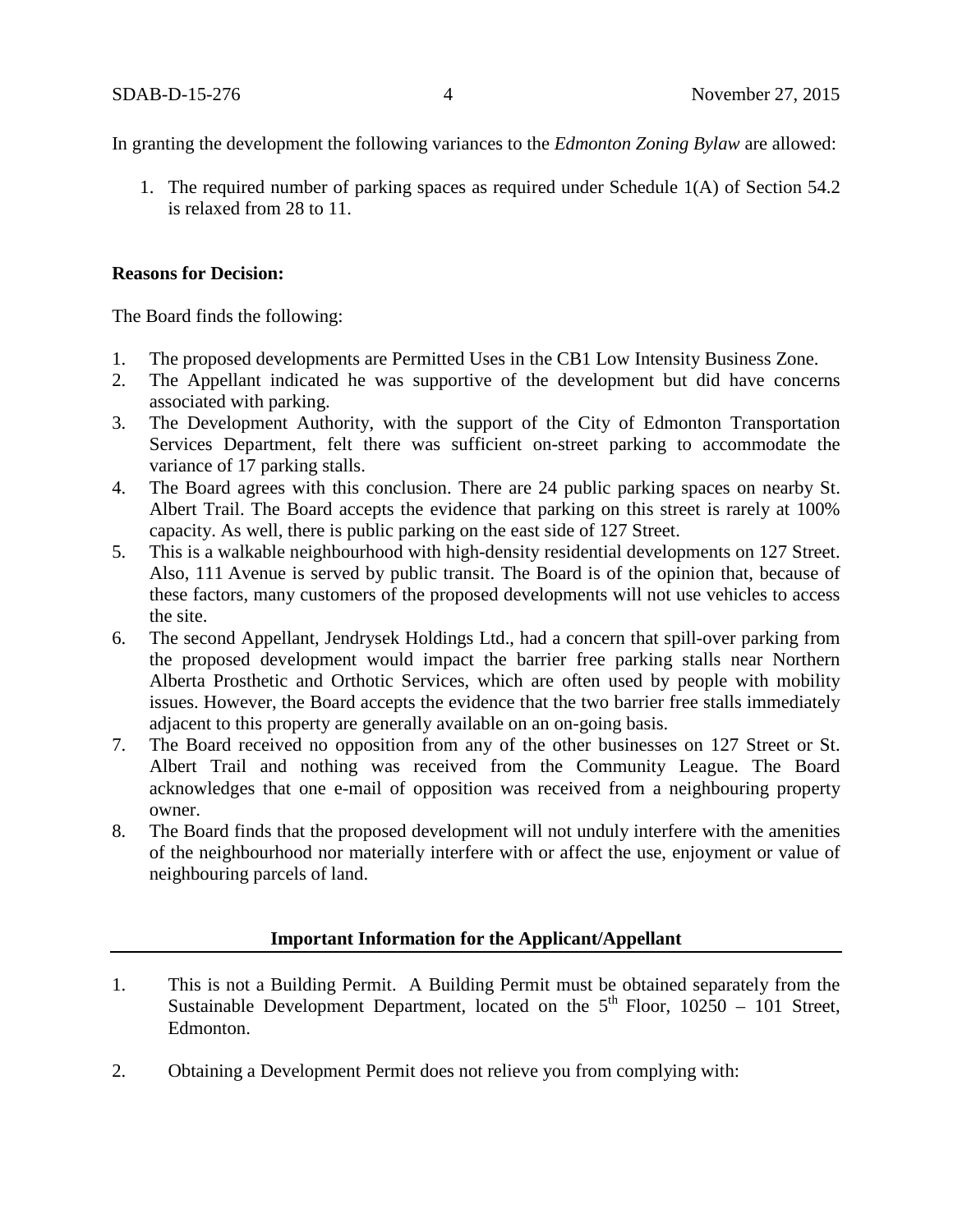In granting the development the following variances to the *Edmonton Zoning Bylaw* are allowed:

1. The required number of parking spaces as required under Schedule 1(A) of Section 54.2 is relaxed from 28 to 11.

**Reasons for Decision:**

The Board finds the following:

1. The proposed developments are Permitted Uses in the CB1 Low Intensity Business Zone.
2. The Appellant indicated he was supportive of the development but did have concerns associated with parking.
3. The Development Authority, with the support of the City of Edmonton Transportation Services Department, felt there was sufficient on-street parking to accommodate the variance of 17 parking stalls.
4. The Board agrees with this conclusion. There are 24 public parking spaces on nearby St. Albert Trail. The Board accepts the evidence that parking on this street is rarely at 100% capacity. As well, there is public parking on the east side of 127 Street.
5. This is a walkable neighbourhood with high-density residential developments on 127 Street. Also, 111 Avenue is served by public transit. The Board is of the opinion that, because of these factors, many customers of the proposed developments will not use vehicles to access the site.
6. The second Appellant, Jendrysek Holdings Ltd., had a concern that spill-over parking from the proposed development would impact the barrier free parking stalls near Northern Alberta Prosthetic and Orthotic Services, which are often used by people with mobility issues. However, the Board accepts the evidence that the two barrier free stalls immediately adjacent to this property are generally available on an on-going basis.
7. The Board received no opposition from any of the other businesses on 127 Street or St. Albert Trail and nothing was received from the Community League. The Board acknowledges that one e-mail of opposition was received from a neighbouring property owner.
8. The Board finds that the proposed development will not unduly interfere with the amenities of the neighbourhood nor materially interfere with or affect the use, enjoyment or value of neighbouring parcels of land.

---

**Important Information for the Applicant/Appellant**

1. This is not a Building Permit. A Building Permit must be obtained separately from the Sustainable Development Department, located on the 5th Floor, 10250 – 101 Street, Edmonton.

2. Obtaining a Development Permit does not relieve you from complying with: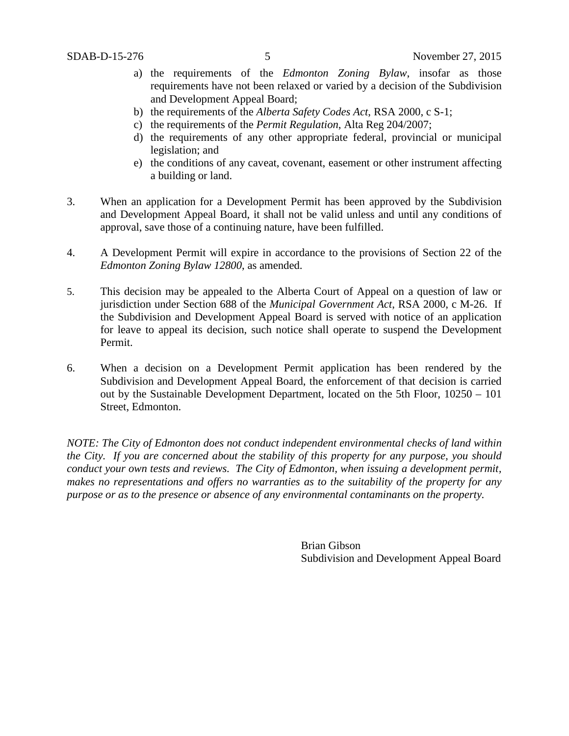a) the requirements of the *Edmonton Zoning Bylaw*, insofar as those requirements have not been relaxed or varied by a decision of the Subdivision and Development Appeal Board;
   b) the requirements of the *Alberta Safety Codes Act*, RSA 2000, c S-1;
   c) the requirements of the *Permit Regulation*, Alta Reg 204/2007;
   d) the requirements of any other appropriate federal, provincial or municipal legislation; and
   e) the conditions of any caveat, covenant, easement or other instrument affecting a building or land.

3. When an application for a Development Permit has been approved by the Subdivision and Development Appeal Board, it shall not be valid unless and until any conditions of approval, save those of a continuing nature, have been fulfilled.

4. A Development Permit will expire in accordance to the provisions of Section 22 of the *Edmonton Zoning Bylaw 12800*, as amended.

5. This decision may be appealed to the Alberta Court of Appeal on a question of law or jurisdiction under Section 688 of the *Municipal Government Act*, RSA 2000, c M-26. If the Subdivision and Development Appeal Board is served with notice of an application for leave to appeal its decision, such notice shall operate to suspend the Development Permit.

6. When a decision on a Development Permit application has been rendered by the Subdivision and Development Appeal Board, the enforcement of that decision is carried out by the Sustainable Development Department, located on the 5th Floor, 10250 – 101 Street, Edmonton.

*NOTE: The City of Edmonton does not conduct independent environmental checks of land within the City. If you are concerned about the stability of this property for any purpose, you should conduct your own tests and reviews. The City of Edmonton, when issuing a development permit, makes no representations and offers no warranties as to the suitability of the property for any purpose or as to the presence or absence of any environmental contaminants on the property.*

Brian Gibson
Subdivision and Development Appeal Board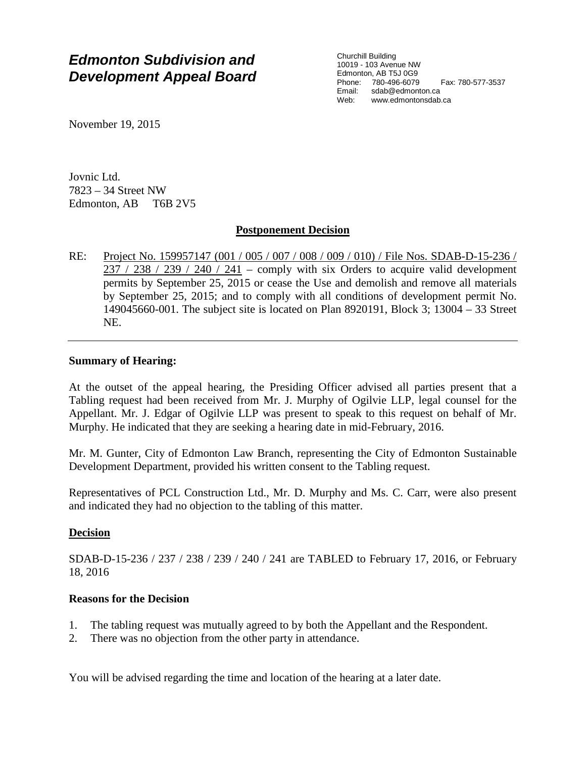# *Edmonton Subdivision and Development Appeal Board*

Churchill Building
10019 - 103 Avenue NW
Edmonton, AB T5J 0G9
Phone: 780-496-6079 Fax: 780-577-3537
Email: sdab@edmonton.ca
Web: www.edmontonsdab.ca

November 19, 2015

Jovnic Ltd.
7823 – 34 Street NW
Edmonton, AB T6B 2V5

## Postponement Decision

RE: Project No. 159957147 (001 / 005 / 007 / 008 / 009 / 010) / File Nos. SDAB-D-15-236 / 237 / 238 / 239 / 240 / 241 – comply with six Orders to acquire valid development permits by September 25, 2015 or cease the Use and demolish and remove all materials by September 25, 2015; and to comply with all conditions of development permit No. 149045660-001. The subject site is located on Plan 8920191, Block 3; 13004 – 33 Street NE.

---

**Summary of Hearing:**

At the outset of the appeal hearing, the Presiding Officer advised all parties present that a Tabling request had been received from Mr. J. Murphy of Ogilvie LLP, legal counsel for the Appellant. Mr. J. Edgar of Ogilvie LLP was present to speak to this request on behalf of Mr. Murphy. He indicated that they are seeking a hearing date in mid-February, 2016.

Mr. M. Gunter, City of Edmonton Law Branch, representing the City of Edmonton Sustainable Development Department, provided his written consent to the Tabling request.

Representatives of PCL Construction Ltd., Mr. D. Murphy and Ms. C. Carr, were also present and indicated they had no objection to the tabling of this matter.

**Decision**

SDAB-D-15-236 / 237 / 238 / 239 / 240 / 241 are TABLED to February 17, 2016, or February 18, 2016

**Reasons for the Decision**

1. The tabling request was mutually agreed to by both the Appellant and the Respondent.
2. There was no objection from the other party in attendance.

You will be advised regarding the time and location of the hearing at a later date.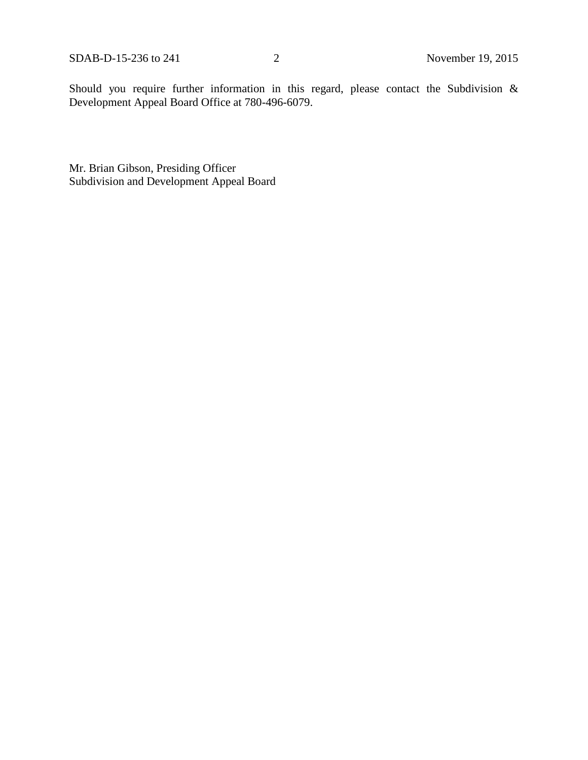Should you require further information in this regard, please contact the Subdivision & Development Appeal Board Office at 780-496-6079.

Mr. Brian Gibson, Presiding Officer
Subdivision and Development Appeal Board